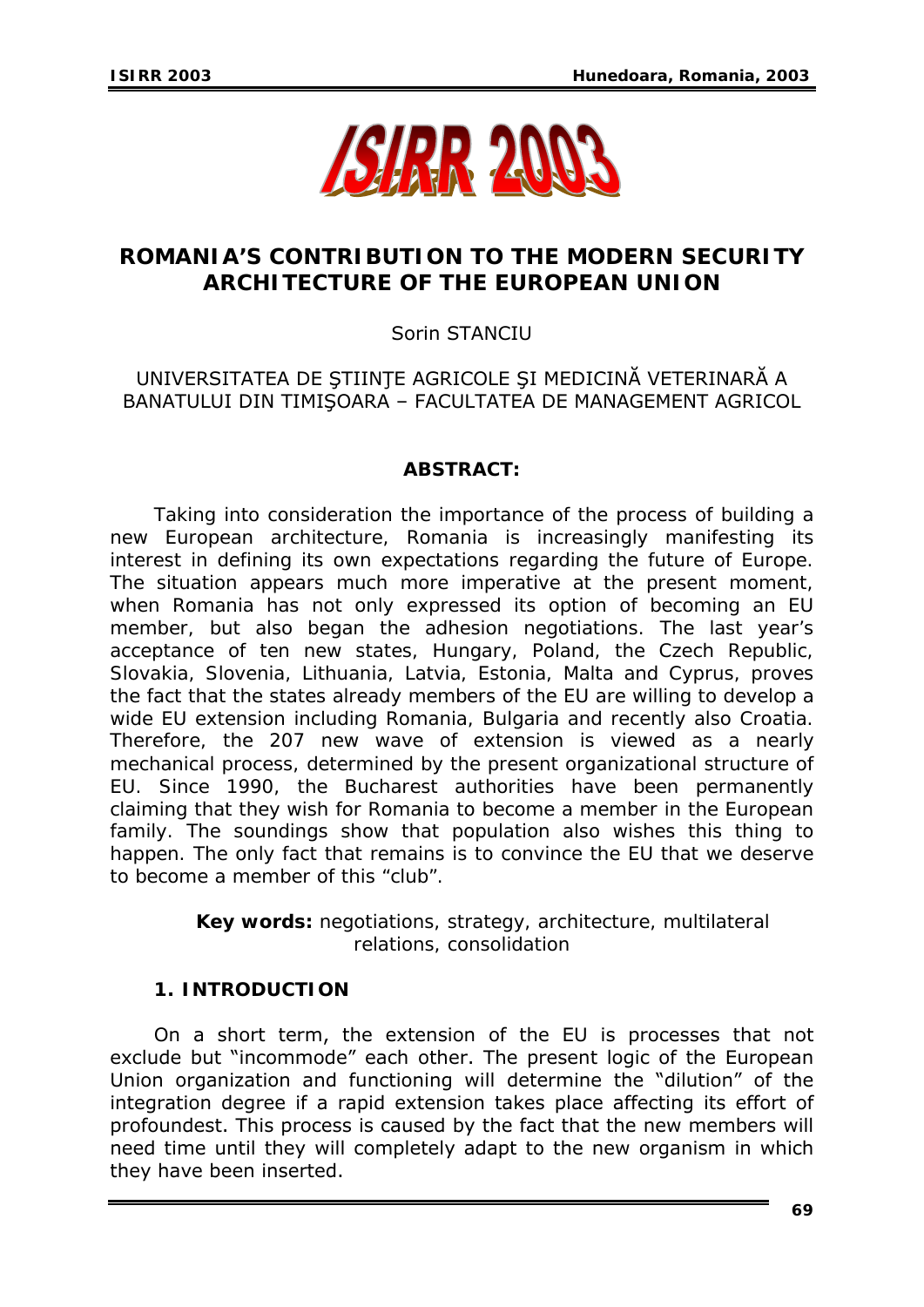# ROMANIA'S CONTRIBUTION TO THE MODERN SECURITY ARCHITECTURE OF THE EUROPEAN UNION

Sorin STANCIU

UNIVERSITATEA DE ŞTIINŢE AGRICOLE ŞI MEDICINĂ VETERINARĂ A BANATULUI DIN TIMIŞOARA – FACULTATEA DE MANAGEMENT AGRICOL

**ABSTRACT:**

*Taking into consideration the importance of the process of building a new European architecture, Romania is increasingly manifesting its interest in defining its own expectations regarding the future of Europe. The situation appears much more imperative at the present moment, when Romania has not only expressed its option of becoming an EU member, but also began the adhesion negotiations. The last year's acceptance of ten new states, Hungary, Poland, the Czech Republic, Slovakia, Slovenia, Lithuania, Latvia, Estonia, Malta and Cyprus, proves the fact that the states already members of the EU are willing to develop a wide EU extension including Romania, Bulgaria and recently also Croatia. Therefore, the 207 new wave of extension is viewed as a nearly mechanical process, determined by the present organizational structure of EU. Since 1990, the Bucharest authorities have been permanently claiming that they wish for Romania to become a member in the European family. The soundings show that population also wishes this thing to happen. The only fact that remains is to convince the EU that we deserve to become a member of this "club".*

**Key words:** *negotiations, strategy, architecture, multilateral relations, consolidation*

## 1. INTRODUCTION

On a short term, the extension of the EU is processes that not exclude but "incommode" each other. The present logic of the European Union organization and functioning will determine the "dilution" of the integration degree if a rapid extension takes place affecting its effort of profoundest. This process is caused by the fact that the new members will need time until they will completely adapt to the new organism in which they have been inserted.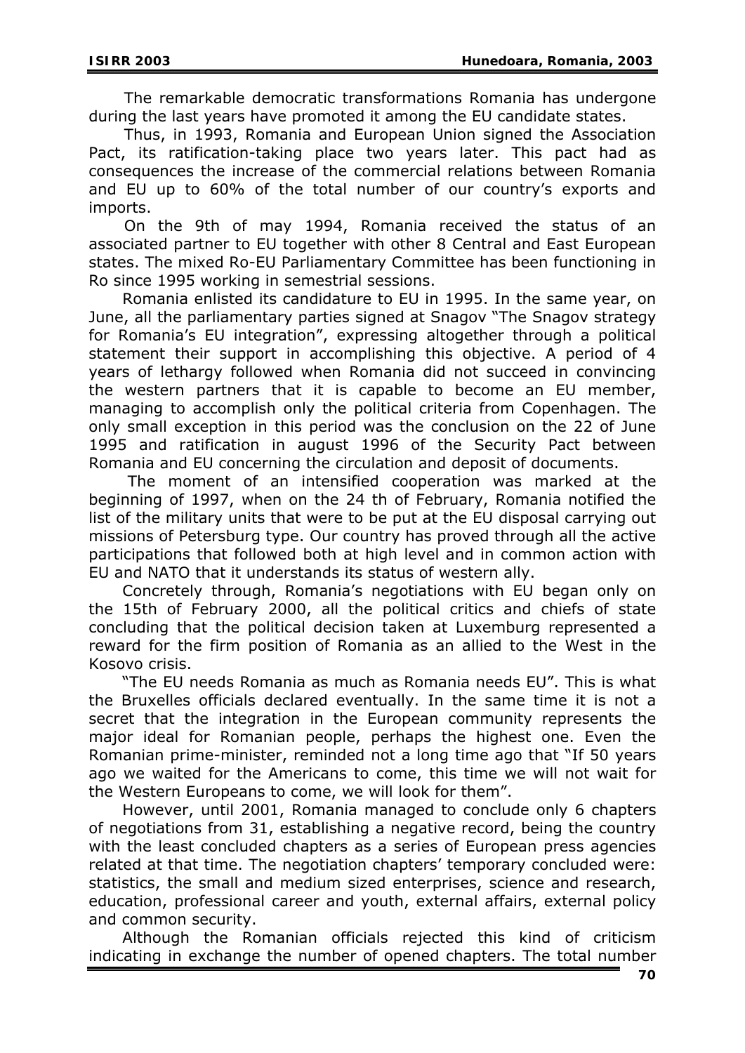The remarkable democratic transformations Romania has undergone during the last years have promoted it among the EU candidate states.

Thus, in 1993, Romania and European Union signed the Association Pact, its ratification-taking place two years later. This pact had as consequences the increase of the commercial relations between Romania and EU up to 60% of the total number of our country's exports and imports.

On the 9th of may 1994, Romania received the status of an associated partner to EU together with other 8 Central and East European states. The mixed Ro-EU Parliamentary Committee has been functioning in Ro since 1995 working in semestrial sessions.

Romania enlisted its candidature to EU in 1995. In the same year, on June, all the parliamentary parties signed at Snagov "The Snagov strategy for Romania's EU integration", expressing altogether through a political statement their support in accomplishing this objective. A period of 4 years of lethargy followed when Romania did not succeed in convincing the western partners that it is capable to become an EU member, managing to accomplish only the political criteria from Copenhagen. The only small exception in this period was the conclusion on the 22 of June 1995 and ratification in august 1996 of the Security Pact between Romania and EU concerning the circulation and deposit of documents.

The moment of an intensified cooperation was marked at the beginning of 1997, when on the 24 th of February, Romania notified the list of the military units that were to be put at the EU disposal carrying out missions of Petersburg type. Our country has proved through all the active participations that followed both at high level and in common action with EU and NATO that it understands its status of western ally.

Concretely through, Romania's negotiations with EU began only on the 15th of February 2000, all the political critics and chiefs of state concluding that the political decision taken at Luxemburg represented a reward for the firm position of Romania as an allied to the West in the Kosovo crisis.

"The EU needs Romania as much as Romania needs EU". This is what the Bruxelles officials declared eventually. In the same time it is not a secret that the integration in the European community represents the major ideal for Romanian people, perhaps the highest one. Even the Romanian prime-minister, reminded not a long time ago that "If 50 years ago we waited for the Americans to come, this time we will not wait for the Western Europeans to come, we will look for them".

However, until 2001, Romania managed to conclude only 6 chapters of negotiations from 31, establishing a negative record, being the country with the least concluded chapters as a series of European press agencies related at that time. The negotiation chapters' temporary concluded were: statistics, the small and medium sized enterprises, science and research, education, professional career and youth, external affairs, external policy and common security.

Although the Romanian officials rejected this kind of criticism indicating in exchange the number of opened chapters. The total number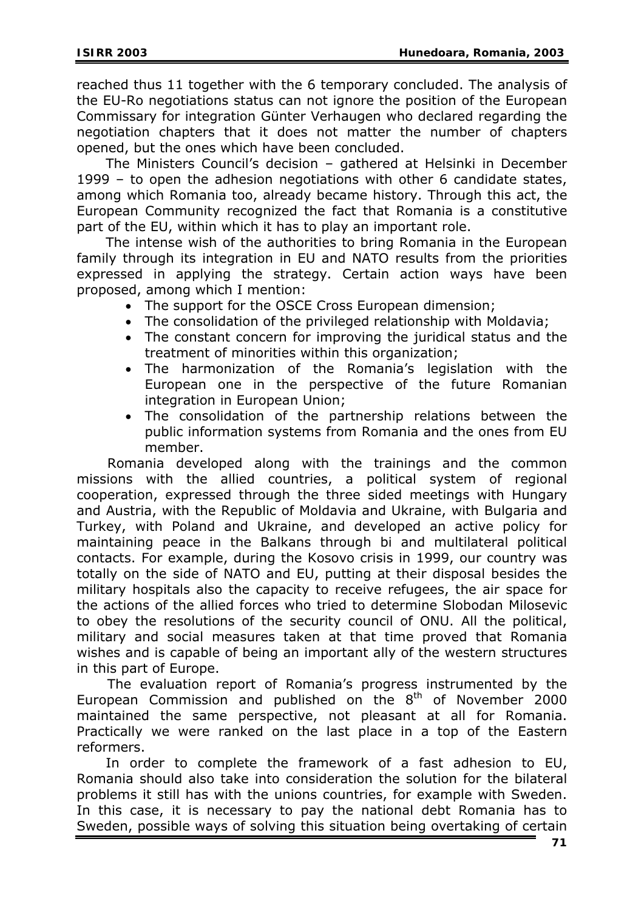reached thus 11 together with the 6 temporary concluded. The analysis of the EU-Ro negotiations status can not ignore the position of the European Commissary for integration Günter Verhaugen who declared regarding the negotiation chapters that it does not matter the number of chapters opened, but the ones which have been concluded.

The Ministers Council's decision – gathered at Helsinki in December 1999 – to open the adhesion negotiations with other 6 candidate states, among which Romania too, already became history. Through this act, the European Community recognized the fact that Romania is a constitutive part of the EU, within which it has to play an important role.

The intense wish of the authorities to bring Romania in the European family through its integration in EU and NATO results from the priorities expressed in applying the strategy. Certain action ways have been proposed, among which I mention:

- The support for the OSCE Cross European dimension;
- The consolidation of the privileged relationship with Moldavia;
- The constant concern for improving the juridical status and the treatment of minorities within this organization;
- The harmonization of the Romania's legislation with the European one in the perspective of the future Romanian integration in European Union;
- The consolidation of the partnership relations between the public information systems from Romania and the ones from EU member.

Romania developed along with the trainings and the common missions with the allied countries, a political system of regional cooperation, expressed through the three sided meetings with Hungary and Austria, with the Republic of Moldavia and Ukraine, with Bulgaria and Turkey, with Poland and Ukraine, and developed an active policy for maintaining peace in the Balkans through bi and multilateral political contacts. For example, during the Kosovo crisis in 1999, our country was totally on the side of NATO and EU, putting at their disposal besides the military hospitals also the capacity to receive refugees, the air space for the actions of the allied forces who tried to determine Slobodan Milosevic to obey the resolutions of the security council of ONU. All the political, military and social measures taken at that time proved that Romania wishes and is capable of being an important ally of the western structures in this part of Europe.

The evaluation report of Romania's progress instrumented by the European Commission and published on the 8th of November 2000 maintained the same perspective, not pleasant at all for Romania. Practically we were ranked on the last place in a top of the Eastern reformers.

In order to complete the framework of a fast adhesion to EU, Romania should also take into consideration the solution for the bilateral problems it still has with the unions countries, for example with Sweden. In this case, it is necessary to pay the national debt Romania has to Sweden, possible ways of solving this situation being overtaking of certain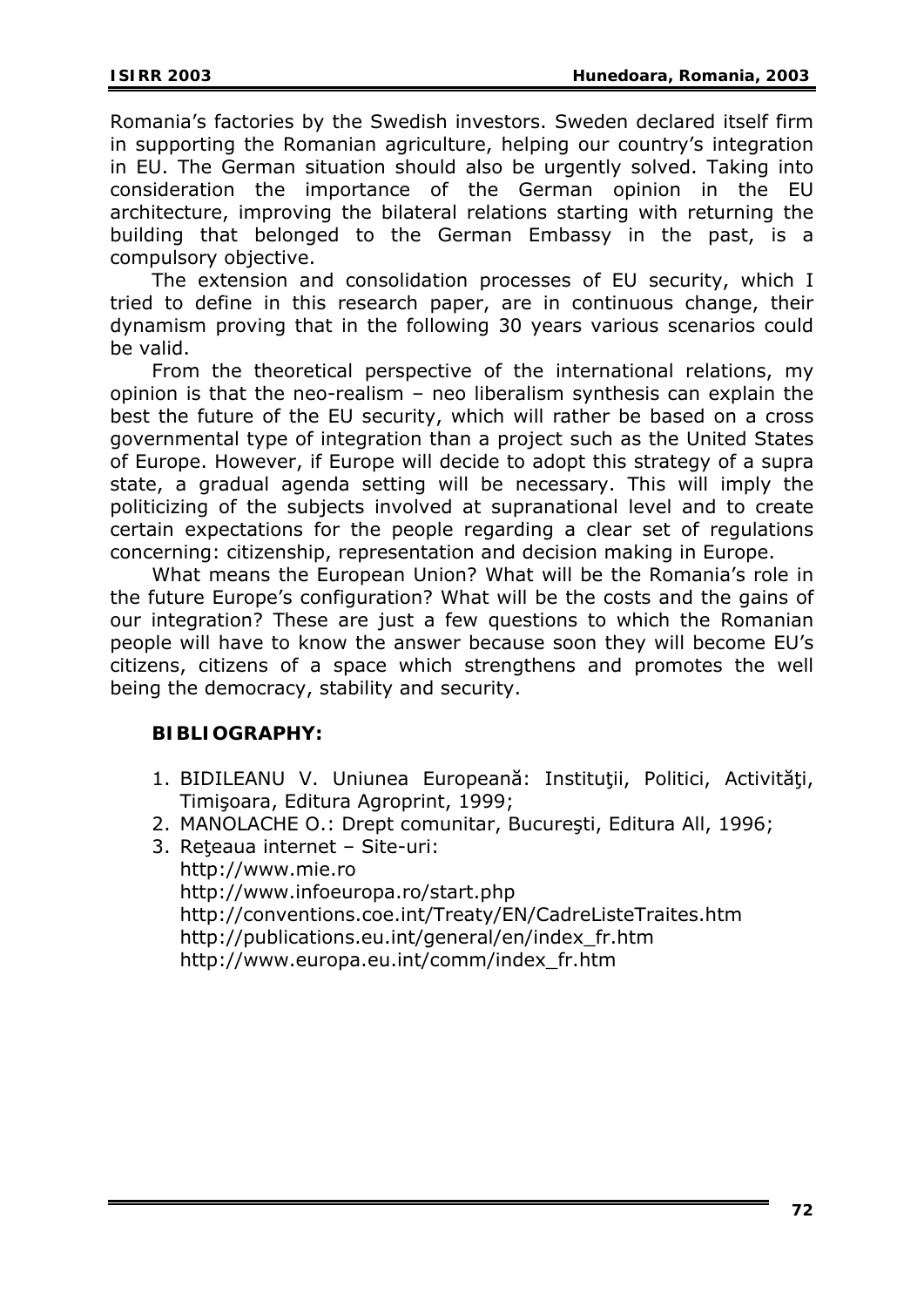Romania's factories by the Swedish investors. Sweden declared itself firm in supporting the Romanian agriculture, helping our country's integration in EU. The German situation should also be urgently solved. Taking into consideration the importance of the German opinion in the EU architecture, improving the bilateral relations starting with returning the building that belonged to the German Embassy in the past, is a compulsory objective.

The extension and consolidation processes of EU security, which I tried to define in this research paper, are in continuous change, their dynamism proving that in the following 30 years various scenarios could be valid.

From the theoretical perspective of the international relations, my opinion is that the neo-realism – neo liberalism synthesis can explain the best the future of the EU security, which will rather be based on a cross governmental type of integration than a project such as the United States of Europe. However, if Europe will decide to adopt this strategy of a supra state, a gradual agenda setting will be necessary. This will imply the politicizing of the subjects involved at supranational level and to create certain expectations for the people regarding a clear set of regulations concerning: citizenship, representation and decision making in Europe.

What means the European Union? What will be the Romania's role in the future Europe's configuration? What will be the costs and the gains of our integration? These are just a few questions to which the Romanian people will have to know the answer because soon they will become EU's citizens, citizens of a space which strengthens and promotes the well being the democracy, stability and security.

**BIBLIOGRAPHY:**

1. BIDILEANU V. Uniunea Europeană: Instituţii, Politici, Activităţi, Timişoara, Editura Agroprint, 1999;
2. MANOLACHE O.: Drept comunitar, Bucureşti, Editura All, 1996;
3. Reţeaua internet – Site-uri:
   http://www.mie.ro
   http://www.infoeuropa.ro/start.php
   http://conventions.coe.int/Treaty/EN/CadreListeTraites.htm
   http://publications.eu.int/general/en/index_fr.htm
   http://www.europa.eu.int/comm/index_fr.htm